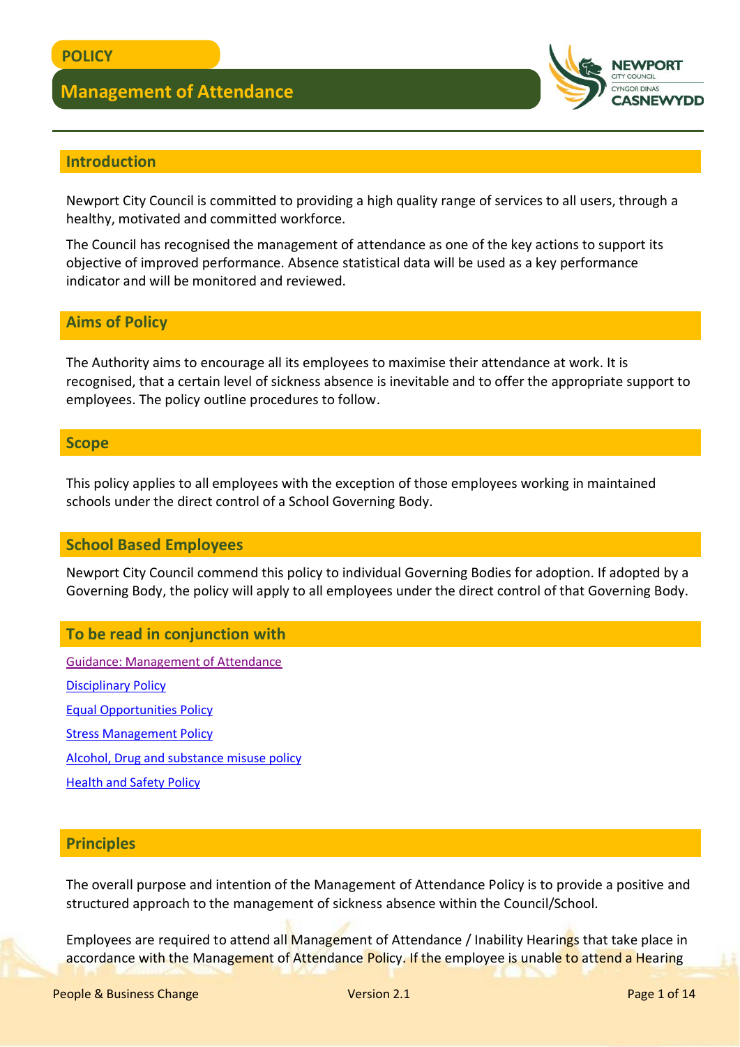POLICY

# Management of Attendance

## Introduction

Newport City Council is committed to providing a high quality range of services to all users, through a healthy, motivated and committed workforce.

The Council has recognised the management of attendance as one of the key actions to support its objective of improved performance. Absence statistical data will be used as a key performance indicator and will be monitored and reviewed.

## Aims of Policy

The Authority aims to encourage all its employees to maximise their attendance at work. It is recognised, that a certain level of sickness absence is inevitable and to offer the appropriate support to employees. The policy outline procedures to follow.

## Scope

This policy applies to all employees with the exception of those employees working in maintained schools under the direct control of a School Governing Body.

## School Based Employees

Newport City Council commend this policy to individual Governing Bodies for adoption. If adopted by a Governing Body, the policy will apply to all employees under the direct control of that Governing Body.

## To be read in conjunction with

Guidance: Management of Attendance

Disciplinary Policy

Equal Opportunities Policy

Stress Management Policy

Alcohol, Drug and substance misuse policy

Health and Safety Policy

## Principles

The overall purpose and intention of the Management of Attendance Policy is to provide a positive and structured approach to the management of sickness absence within the Council/School.

Employees are required to attend all Management of Attendance / Inability Hearings that take place in accordance with the Management of Attendance Policy. If the employee is unable to attend a Hearing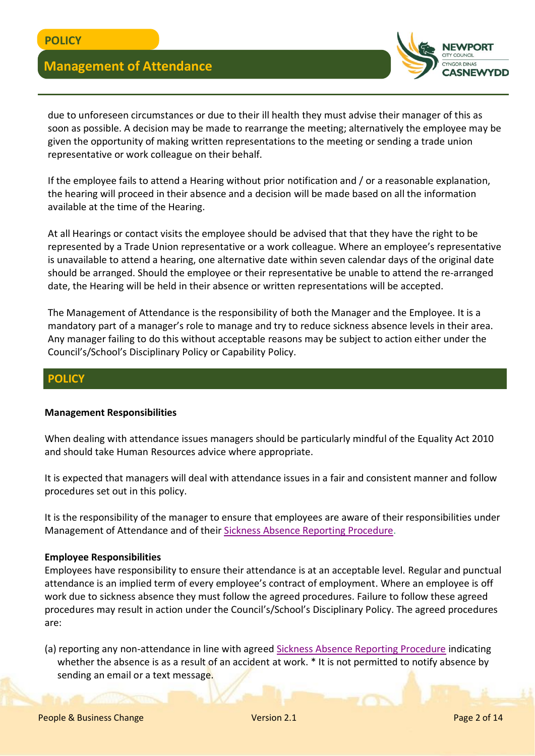due to unforeseen circumstances or due to their ill health they must advise their manager of this as soon as possible. A decision may be made to rearrange the meeting; alternatively the employee may be given the opportunity of making written representations to the meeting or sending a trade union representative or work colleague on their behalf.

If the employee fails to attend a Hearing without prior notification and / or a reasonable explanation, the hearing will proceed in their absence and a decision will be made based on all the information available at the time of the Hearing.

At all Hearings or contact visits the employee should be advised that that they have the right to be represented by a Trade Union representative or a work colleague. Where an employee's representative is unavailable to attend a hearing, one alternative date within seven calendar days of the original date should be arranged. Should the employee or their representative be unable to attend the re-arranged date, the Hearing will be held in their absence or written representations will be accepted.

The Management of Attendance is the responsibility of both the Manager and the Employee. It is a mandatory part of a manager's role to manage and try to reduce sickness absence levels in their area. Any manager failing to do this without acceptable reasons may be subject to action either under the Council's/School's Disciplinary Policy or Capability Policy.

## POLICY

**Management Responsibilities**

When dealing with attendance issues managers should be particularly mindful of the Equality Act 2010 and should take Human Resources advice where appropriate.

It is expected that managers will deal with attendance issues in a fair and consistent manner and follow procedures set out in this policy.

It is the responsibility of the manager to ensure that employees are aware of their responsibilities under Management of Attendance and of their Sickness Absence Reporting Procedure.

**Employee Responsibilities**

Employees have responsibility to ensure their attendance is at an acceptable level. Regular and punctual attendance is an implied term of every employee's contract of employment. Where an employee is off work due to sickness absence they must follow the agreed procedures. Failure to follow these agreed procedures may result in action under the Council's/School's Disciplinary Policy. The agreed procedures are:

(a) reporting any non-attendance in line with agreed Sickness Absence Reporting Procedure indicating whether the absence is as a result of an accident at work. * It is not permitted to notify absence by sending an email or a text message.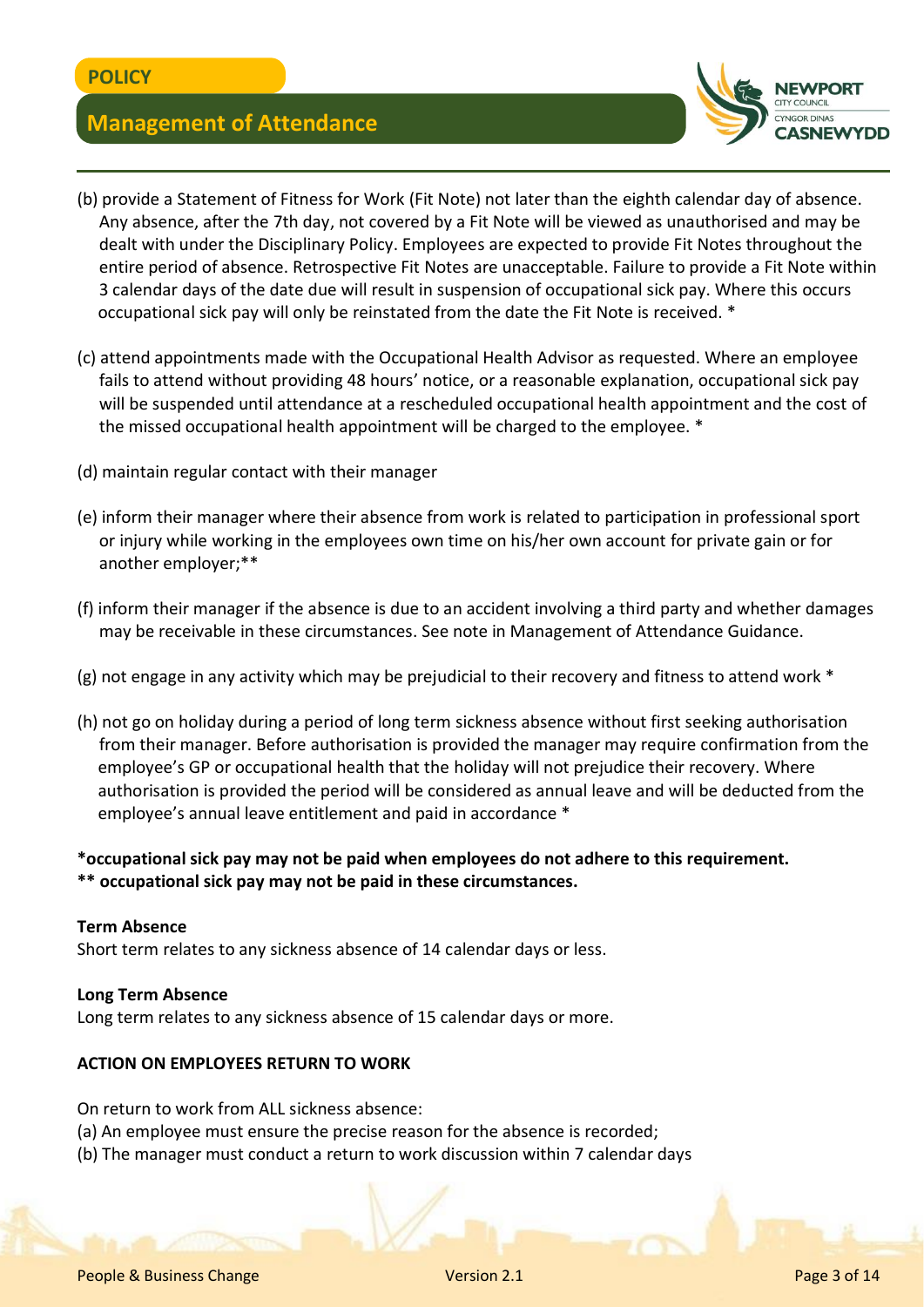(b) provide a Statement of Fitness for Work (Fit Note) not later than the eighth calendar day of absence. Any absence, after the 7th day, not covered by a Fit Note will be viewed as unauthorised and may be dealt with under the Disciplinary Policy. Employees are expected to provide Fit Notes throughout the entire period of absence. Retrospective Fit Notes are unacceptable. Failure to provide a Fit Note within 3 calendar days of the date due will result in suspension of occupational sick pay. Where this occurs occupational sick pay will only be reinstated from the date the Fit Note is received. *

(c) attend appointments made with the Occupational Health Advisor as requested. Where an employee fails to attend without providing 48 hours' notice, or a reasonable explanation, occupational sick pay will be suspended until attendance at a rescheduled occupational health appointment and the cost of the missed occupational health appointment will be charged to the employee. *

(d) maintain regular contact with their manager

(e) inform their manager where their absence from work is related to participation in professional sport or injury while working in the employees own time on his/her own account for private gain or for another employer;**

(f) inform their manager if the absence is due to an accident involving a third party and whether damages may be receivable in these circumstances. See note in Management of Attendance Guidance.

(g) not engage in any activity which may be prejudicial to their recovery and fitness to attend work *

(h) not go on holiday during a period of long term sickness absence without first seeking authorisation from their manager. Before authorisation is provided the manager may require confirmation from the employee's GP or occupational health that the holiday will not prejudice their recovery. Where authorisation is provided the period will be considered as annual leave and will be deducted from the employee's annual leave entitlement and paid in accordance *

**\*occupational sick pay may not be paid when employees do not adhere to this requirement.**
**\*\* occupational sick pay may not be paid in these circumstances.**

**Term Absence**
Short term relates to any sickness absence of 14 calendar days or less.

**Long Term Absence**
Long term relates to any sickness absence of 15 calendar days or more.

**ACTION ON EMPLOYEES RETURN TO WORK**

On return to work from ALL sickness absence:
(a) An employee must ensure the precise reason for the absence is recorded;
(b) The manager must conduct a return to work discussion within 7 calendar days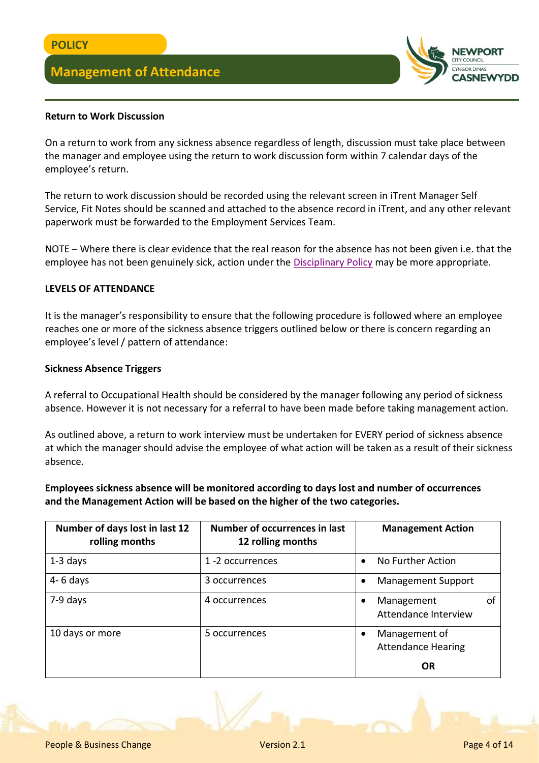**Return to Work Discussion**

On a return to work from any sickness absence regardless of length, discussion must take place between the manager and employee using the return to work discussion form within 7 calendar days of the employee's return.

The return to work discussion should be recorded using the relevant screen in iTrent Manager Self Service, Fit Notes should be scanned and attached to the absence record in iTrent, and any other relevant paperwork must be forwarded to the Employment Services Team.

NOTE – Where there is clear evidence that the real reason for the absence has not been given i.e. that the employee has not been genuinely sick, action under the Disciplinary Policy may be more appropriate.

**LEVELS OF ATTENDANCE**

It is the manager's responsibility to ensure that the following procedure is followed where an employee reaches one or more of the sickness absence triggers outlined below or there is concern regarding an employee's level / pattern of attendance:

**Sickness Absence Triggers**

A referral to Occupational Health should be considered by the manager following any period of sickness absence. However it is not necessary for a referral to have been made before taking management action.

As outlined above, a return to work interview must be undertaken for EVERY period of sickness absence at which the manager should advise the employee of what action will be taken as a result of their sickness absence.

**Employees sickness absence will be monitored according to days lost and number of occurrences and the Management Action will be based on the higher of the two categories.**

| Number of days lost in last 12 rolling months | Number of occurrences in last 12 rolling months | Management Action |
|---|---|---|
| 1-3 days | 1 -2 occurrences | • No Further Action |
| 4- 6 days | 3 occurrences | • Management Support |
| 7-9 days | 4 occurrences | • Management of Attendance Interview |
| 10 days or more | 5 occurrences | • Management of Attendance Hearing<br>**OR** |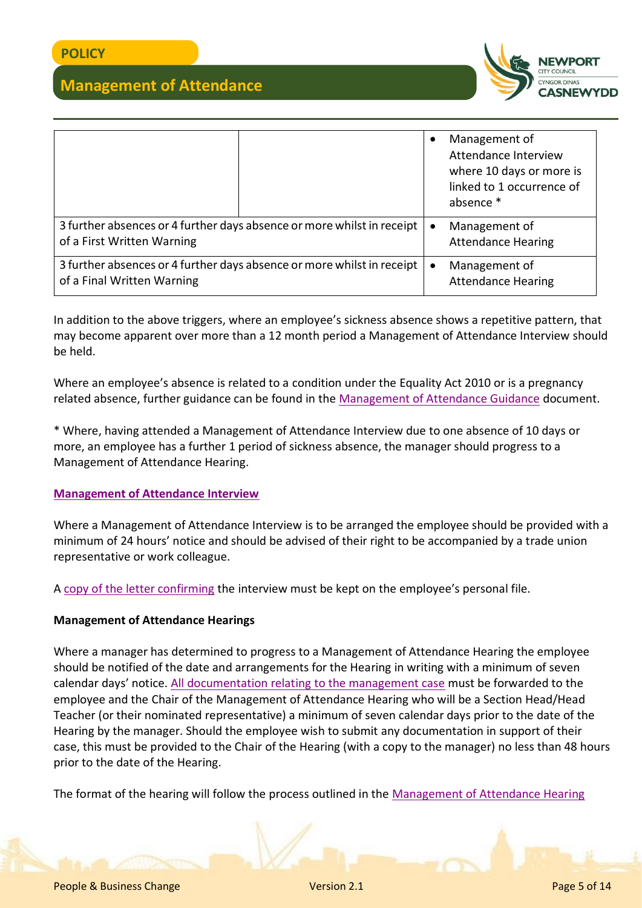| | | |
|---|---|---|
| | | • Management of Attendance Interview where 10 days or more is linked to 1 occurrence of absence * |
| 3 further absences or 4 further days absence or more whilst in receipt of a First Written Warning | | • Management of Attendance Hearing |
| 3 further absences or 4 further days absence or more whilst in receipt of a Final Written Warning | | • Management of Attendance Hearing |

In addition to the above triggers, where an employee's sickness absence shows a repetitive pattern, that may become apparent over more than a 12 month period a Management of Attendance Interview should be held.

Where an employee's absence is related to a condition under the Equality Act 2010 or is a pregnancy related absence, further guidance can be found in the Management of Attendance Guidance document.

* Where, having attended a Management of Attendance Interview due to one absence of 10 days or more, an employee has a further 1 period of sickness absence, the manager should progress to a Management of Attendance Hearing.

**Management of Attendance Interview**

Where a Management of Attendance Interview is to be arranged the employee should be provided with a minimum of 24 hours' notice and should be advised of their right to be accompanied by a trade union representative or work colleague.

A copy of the letter confirming the interview must be kept on the employee's personal file.

**Management of Attendance Hearings**

Where a manager has determined to progress to a Management of Attendance Hearing the employee should be notified of the date and arrangements for the Hearing in writing with a minimum of seven calendar days' notice. All documentation relating to the management case must be forwarded to the employee and the Chair of the Management of Attendance Hearing who will be a Section Head/Head Teacher (or their nominated representative) a minimum of seven calendar days prior to the date of the Hearing by the manager. Should the employee wish to submit any documentation in support of their case, this must be provided to the Chair of the Hearing (with a copy to the manager) no less than 48 hours prior to the date of the Hearing.

The format of the hearing will follow the process outlined in the Management of Attendance Hearing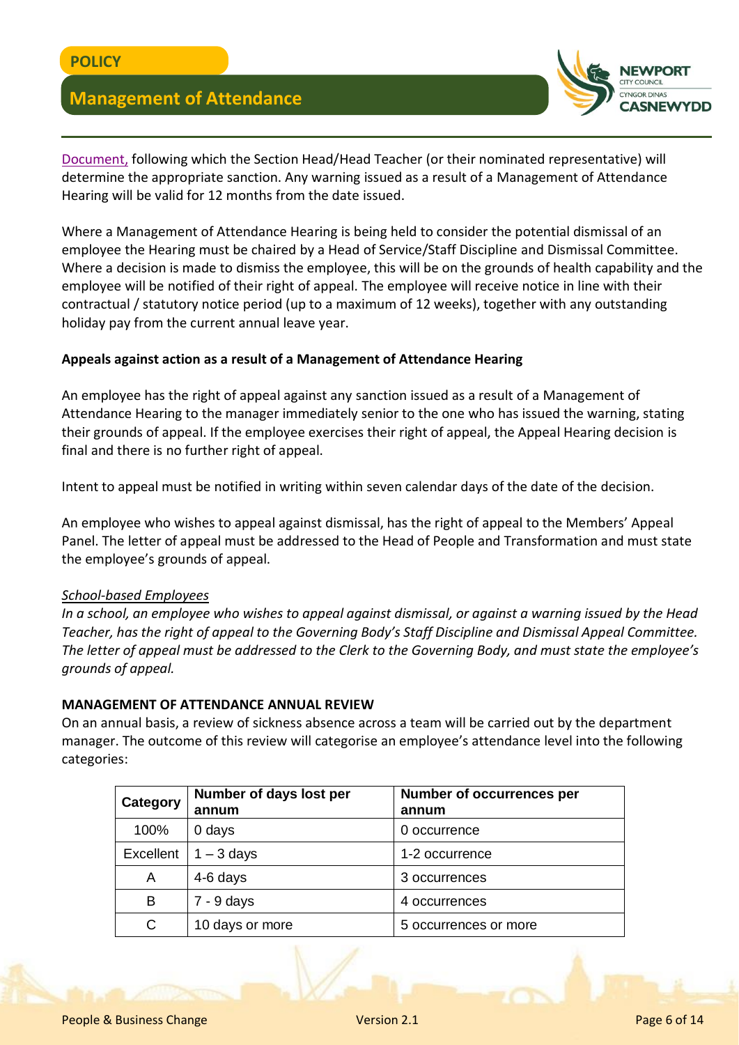Document, following which the Section Head/Head Teacher (or their nominated representative) will determine the appropriate sanction. Any warning issued as a result of a Management of Attendance Hearing will be valid for 12 months from the date issued.

Where a Management of Attendance Hearing is being held to consider the potential dismissal of an employee the Hearing must be chaired by a Head of Service/Staff Discipline and Dismissal Committee. Where a decision is made to dismiss the employee, this will be on the grounds of health capability and the employee will be notified of their right of appeal. The employee will receive notice in line with their contractual / statutory notice period (up to a maximum of 12 weeks), together with any outstanding holiday pay from the current annual leave year.

**Appeals against action as a result of a Management of Attendance Hearing**

An employee has the right of appeal against any sanction issued as a result of a Management of Attendance Hearing to the manager immediately senior to the one who has issued the warning, stating their grounds of appeal. If the employee exercises their right of appeal, the Appeal Hearing decision is final and there is no further right of appeal.

Intent to appeal must be notified in writing within seven calendar days of the date of the decision.

An employee who wishes to appeal against dismissal, has the right of appeal to the Members' Appeal Panel. The letter of appeal must be addressed to the Head of People and Transformation and must state the employee's grounds of appeal.

*School-based Employees*

*In a school, an employee who wishes to appeal against dismissal, or against a warning issued by the Head Teacher, has the right of appeal to the Governing Body's Staff Discipline and Dismissal Appeal Committee. The letter of appeal must be addressed to the Clerk to the Governing Body, and must state the employee's grounds of appeal.*

**MANAGEMENT OF ATTENDANCE ANNUAL REVIEW**

On an annual basis, a review of sickness absence across a team will be carried out by the department manager. The outcome of this review will categorise an employee's attendance level into the following categories:

| Category | Number of days lost per annum | Number of occurrences per annum |
|---|---|---|
| 100% | 0 days | 0 occurrence |
| Excellent | 1 – 3 days | 1-2 occurrence |
| A | 4-6 days | 3 occurrences |
| B | 7 - 9 days | 4 occurrences |
| C | 10 days or more | 5 occurrences or more |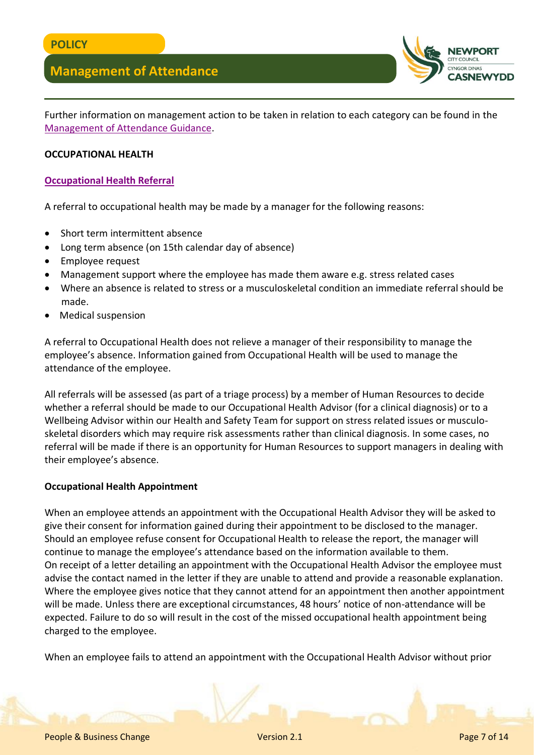Further information on management action to be taken in relation to each category can be found in the Management of Attendance Guidance.

**OCCUPATIONAL HEALTH**

**Occupational Health Referral**

A referral to occupational health may be made by a manager for the following reasons:

- Short term intermittent absence
- Long term absence (on 15th calendar day of absence)
- Employee request
- Management support where the employee has made them aware e.g. stress related cases
- Where an absence is related to stress or a musculoskeletal condition an immediate referral should be made.
- Medical suspension

A referral to Occupational Health does not relieve a manager of their responsibility to manage the employee's absence. Information gained from Occupational Health will be used to manage the attendance of the employee.

All referrals will be assessed (as part of a triage process) by a member of Human Resources to decide whether a referral should be made to our Occupational Health Advisor (for a clinical diagnosis) or to a Wellbeing Advisor within our Health and Safety Team for support on stress related issues or musculo-skeletal disorders which may require risk assessments rather than clinical diagnosis. In some cases, no referral will be made if there is an opportunity for Human Resources to support managers in dealing with their employee's absence.

**Occupational Health Appointment**

When an employee attends an appointment with the Occupational Health Advisor they will be asked to give their consent for information gained during their appointment to be disclosed to the manager. Should an employee refuse consent for Occupational Health to release the report, the manager will continue to manage the employee's attendance based on the information available to them.
On receipt of a letter detailing an appointment with the Occupational Health Advisor the employee must advise the contact named in the letter if they are unable to attend and provide a reasonable explanation. Where the employee gives notice that they cannot attend for an appointment then another appointment will be made. Unless there are exceptional circumstances, 48 hours' notice of non-attendance will be expected. Failure to do so will result in the cost of the missed occupational health appointment being charged to the employee.

When an employee fails to attend an appointment with the Occupational Health Advisor without prior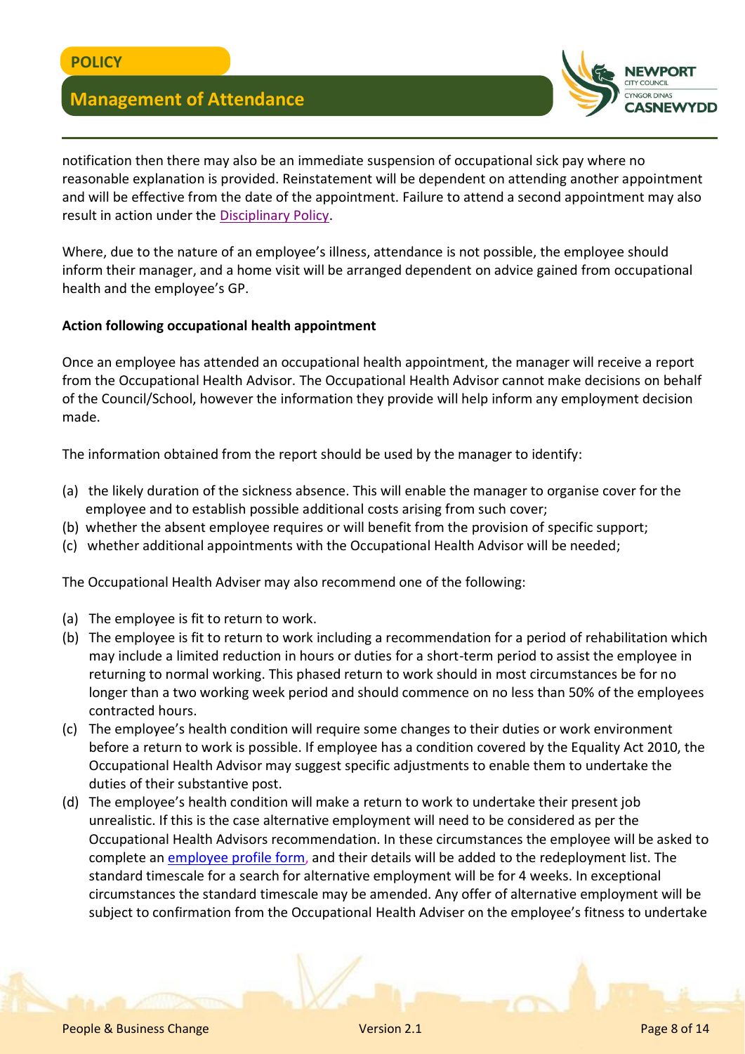notification then there may also be an immediate suspension of occupational sick pay where no reasonable explanation is provided. Reinstatement will be dependent on attending another appointment and will be effective from the date of the appointment. Failure to attend a second appointment may also result in action under the Disciplinary Policy.

Where, due to the nature of an employee's illness, attendance is not possible, the employee should inform their manager, and a home visit will be arranged dependent on advice gained from occupational health and the employee's GP.

**Action following occupational health appointment**

Once an employee has attended an occupational health appointment, the manager will receive a report from the Occupational Health Advisor. The Occupational Health Advisor cannot make decisions on behalf of the Council/School, however the information they provide will help inform any employment decision made.

The information obtained from the report should be used by the manager to identify:

(a) the likely duration of the sickness absence. This will enable the manager to organise cover for the employee and to establish possible additional costs arising from such cover;
(b) whether the absent employee requires or will benefit from the provision of specific support;
(c) whether additional appointments with the Occupational Health Advisor will be needed;

The Occupational Health Adviser may also recommend one of the following:

(a) The employee is fit to return to work.
(b) The employee is fit to return to work including a recommendation for a period of rehabilitation which may include a limited reduction in hours or duties for a short-term period to assist the employee in returning to normal working. This phased return to work should in most circumstances be for no longer than a two working week period and should commence on no less than 50% of the employees contracted hours.
(c) The employee's health condition will require some changes to their duties or work environment before a return to work is possible. If employee has a condition covered by the Equality Act 2010, the Occupational Health Advisor may suggest specific adjustments to enable them to undertake the duties of their substantive post.
(d) The employee's health condition will make a return to work to undertake their present job unrealistic. If this is the case alternative employment will need to be considered as per the Occupational Health Advisors recommendation. In these circumstances the employee will be asked to complete an employee profile form, and their details will be added to the redeployment list. The standard timescale for a search for alternative employment will be for 4 weeks. In exceptional circumstances the standard timescale may be amended. Any offer of alternative employment will be subject to confirmation from the Occupational Health Adviser on the employee's fitness to undertake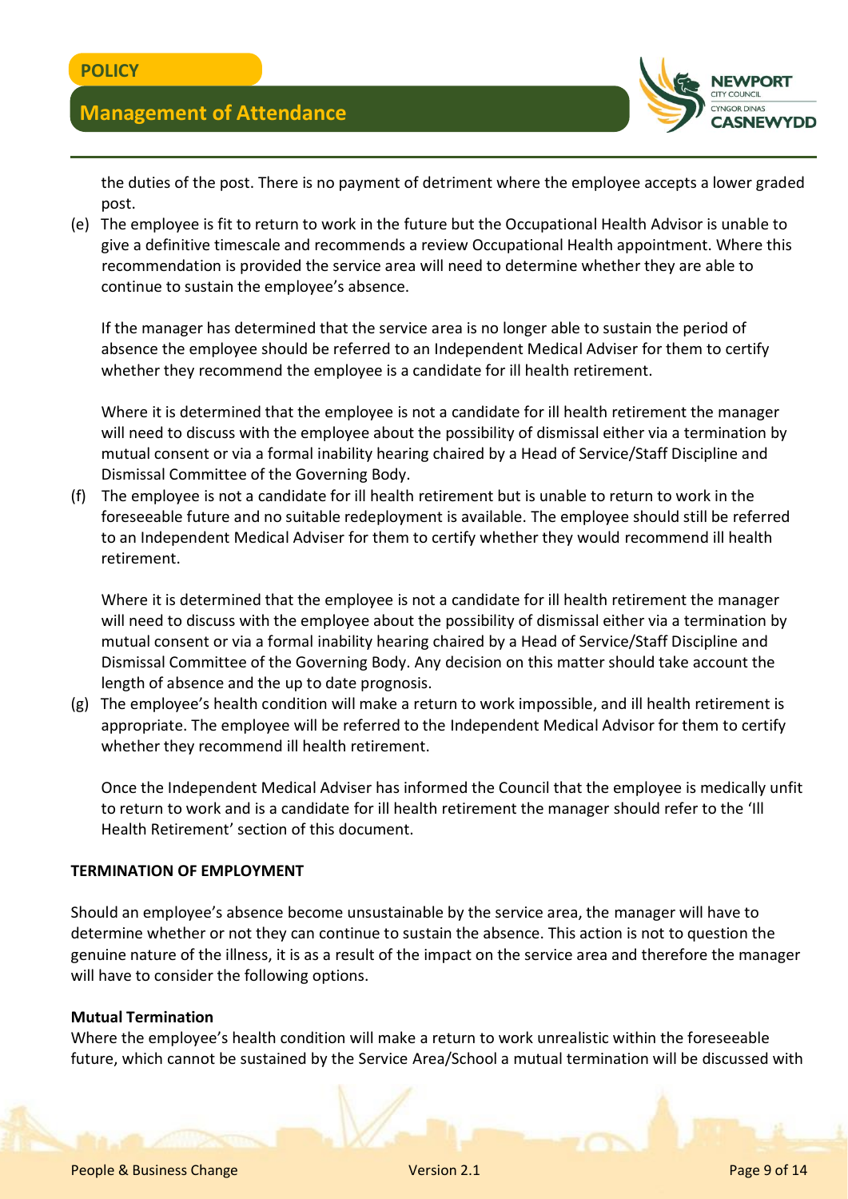the duties of the post. There is no payment of detriment where the employee accepts a lower graded post.

(e) The employee is fit to return to work in the future but the Occupational Health Advisor is unable to give a definitive timescale and recommends a review Occupational Health appointment. Where this recommendation is provided the service area will need to determine whether they are able to continue to sustain the employee's absence.

    If the manager has determined that the service area is no longer able to sustain the period of absence the employee should be referred to an Independent Medical Adviser for them to certify whether they recommend the employee is a candidate for ill health retirement.

    Where it is determined that the employee is not a candidate for ill health retirement the manager will need to discuss with the employee about the possibility of dismissal either via a termination by mutual consent or via a formal inability hearing chaired by a Head of Service/Staff Discipline and Dismissal Committee of the Governing Body.

(f) The employee is not a candidate for ill health retirement but is unable to return to work in the foreseeable future and no suitable redeployment is available. The employee should still be referred to an Independent Medical Adviser for them to certify whether they would recommend ill health retirement.

    Where it is determined that the employee is not a candidate for ill health retirement the manager will need to discuss with the employee about the possibility of dismissal either via a termination by mutual consent or via a formal inability hearing chaired by a Head of Service/Staff Discipline and Dismissal Committee of the Governing Body. Any decision on this matter should take account the length of absence and the up to date prognosis.

(g) The employee's health condition will make a return to work impossible, and ill health retirement is appropriate. The employee will be referred to the Independent Medical Advisor for them to certify whether they recommend ill health retirement.

    Once the Independent Medical Adviser has informed the Council that the employee is medically unfit to return to work and is a candidate for ill health retirement the manager should refer to the 'Ill Health Retirement' section of this document.

## TERMINATION OF EMPLOYMENT

Should an employee's absence become unsustainable by the service area, the manager will have to determine whether or not they can continue to sustain the absence. This action is not to question the genuine nature of the illness, it is as a result of the impact on the service area and therefore the manager will have to consider the following options.

### Mutual Termination

Where the employee's health condition will make a return to work unrealistic within the foreseeable future, which cannot be sustained by the Service Area/School a mutual termination will be discussed with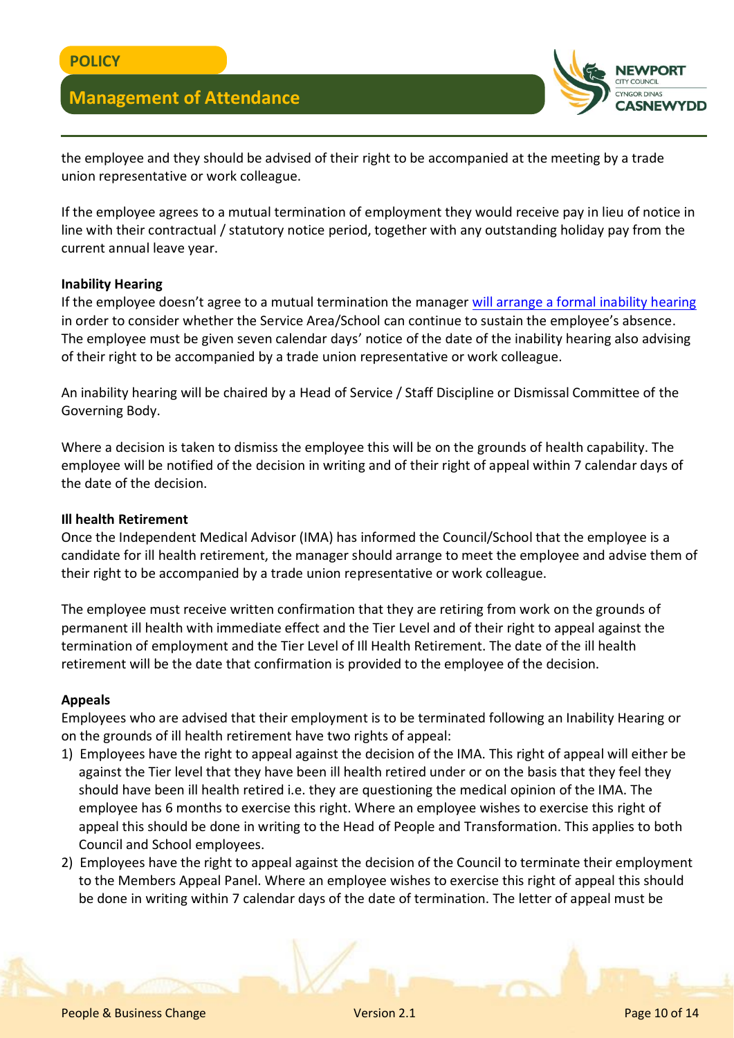the employee and they should be advised of their right to be accompanied at the meeting by a trade union representative or work colleague.

If the employee agrees to a mutual termination of employment they would receive pay in lieu of notice in line with their contractual / statutory notice period, together with any outstanding holiday pay from the current annual leave year.

**Inability Hearing**

If the employee doesn't agree to a mutual termination the manager will arrange a formal inability hearing in order to consider whether the Service Area/School can continue to sustain the employee's absence. The employee must be given seven calendar days' notice of the date of the inability hearing also advising of their right to be accompanied by a trade union representative or work colleague.

An inability hearing will be chaired by a Head of Service / Staff Discipline or Dismissal Committee of the Governing Body.

Where a decision is taken to dismiss the employee this will be on the grounds of health capability. The employee will be notified of the decision in writing and of their right of appeal within 7 calendar days of the date of the decision.

**Ill health Retirement**

Once the Independent Medical Advisor (IMA) has informed the Council/School that the employee is a candidate for ill health retirement, the manager should arrange to meet the employee and advise them of their right to be accompanied by a trade union representative or work colleague.

The employee must receive written confirmation that they are retiring from work on the grounds of permanent ill health with immediate effect and the Tier Level and of their right to appeal against the termination of employment and the Tier Level of Ill Health Retirement. The date of the ill health retirement will be the date that confirmation is provided to the employee of the decision.

**Appeals**

Employees who are advised that their employment is to be terminated following an Inability Hearing or on the grounds of ill health retirement have two rights of appeal:

1) Employees have the right to appeal against the decision of the IMA. This right of appeal will either be against the Tier level that they have been ill health retired under or on the basis that they feel they should have been ill health retired i.e. they are questioning the medical opinion of the IMA. The employee has 6 months to exercise this right. Where an employee wishes to exercise this right of appeal this should be done in writing to the Head of People and Transformation. This applies to both Council and School employees.
2) Employees have the right to appeal against the decision of the Council to terminate their employment to the Members Appeal Panel. Where an employee wishes to exercise this right of appeal this should be done in writing within 7 calendar days of the date of termination. The letter of appeal must be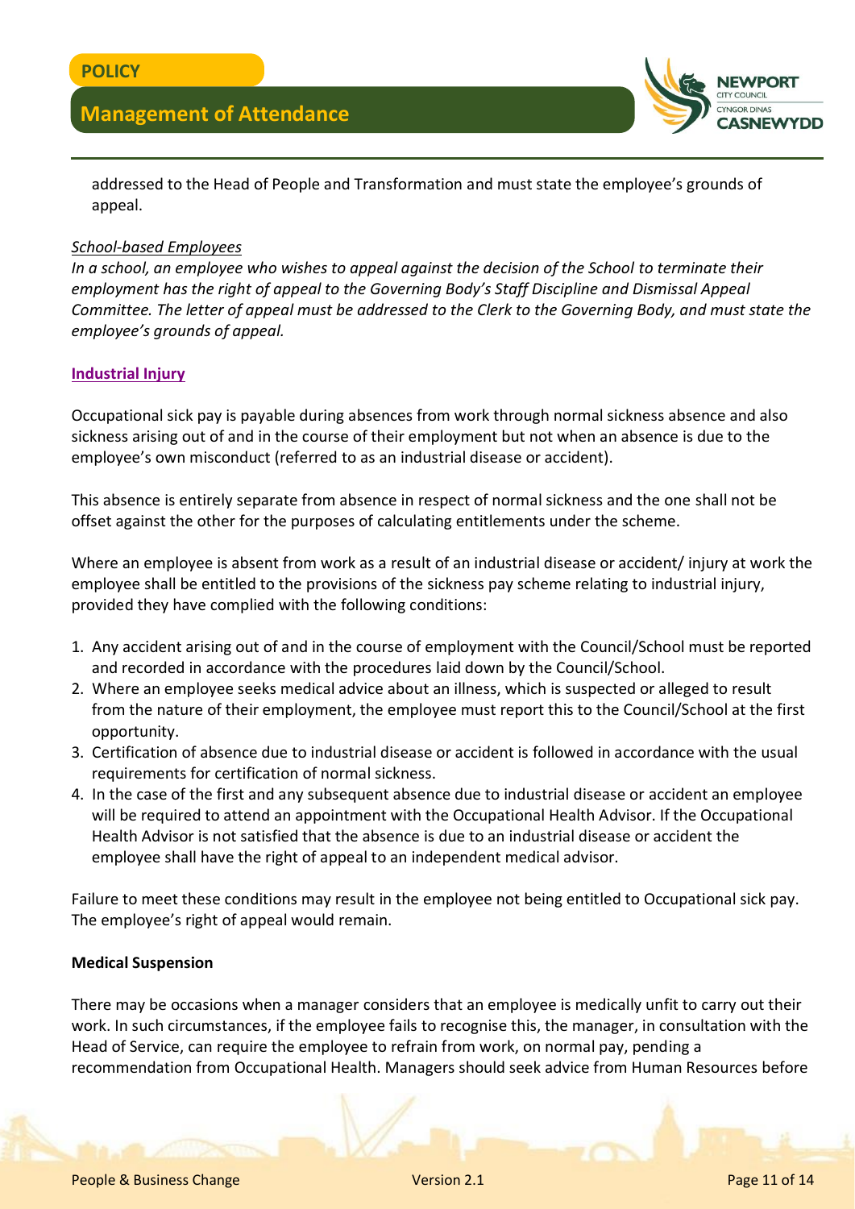addressed to the Head of People and Transformation and must state the employee's grounds of appeal.

*School-based Employees*

*In a school, an employee who wishes to appeal against the decision of the School to terminate their employment has the right of appeal to the Governing Body's Staff Discipline and Dismissal Appeal Committee. The letter of appeal must be addressed to the Clerk to the Governing Body, and must state the employee's grounds of appeal.*

**Industrial Injury**

Occupational sick pay is payable during absences from work through normal sickness absence and also sickness arising out of and in the course of their employment but not when an absence is due to the employee's own misconduct (referred to as an industrial disease or accident).

This absence is entirely separate from absence in respect of normal sickness and the one shall not be offset against the other for the purposes of calculating entitlements under the scheme.

Where an employee is absent from work as a result of an industrial disease or accident/ injury at work the employee shall be entitled to the provisions of the sickness pay scheme relating to industrial injury, provided they have complied with the following conditions:

1. Any accident arising out of and in the course of employment with the Council/School must be reported and recorded in accordance with the procedures laid down by the Council/School.
2. Where an employee seeks medical advice about an illness, which is suspected or alleged to result from the nature of their employment, the employee must report this to the Council/School at the first opportunity.
3. Certification of absence due to industrial disease or accident is followed in accordance with the usual requirements for certification of normal sickness.
4. In the case of the first and any subsequent absence due to industrial disease or accident an employee will be required to attend an appointment with the Occupational Health Advisor. If the Occupational Health Advisor is not satisfied that the absence is due to an industrial disease or accident the employee shall have the right of appeal to an independent medical advisor.

Failure to meet these conditions may result in the employee not being entitled to Occupational sick pay. The employee's right of appeal would remain.

**Medical Suspension**

There may be occasions when a manager considers that an employee is medically unfit to carry out their work. In such circumstances, if the employee fails to recognise this, the manager, in consultation with the Head of Service, can require the employee to refrain from work, on normal pay, pending a recommendation from Occupational Health. Managers should seek advice from Human Resources before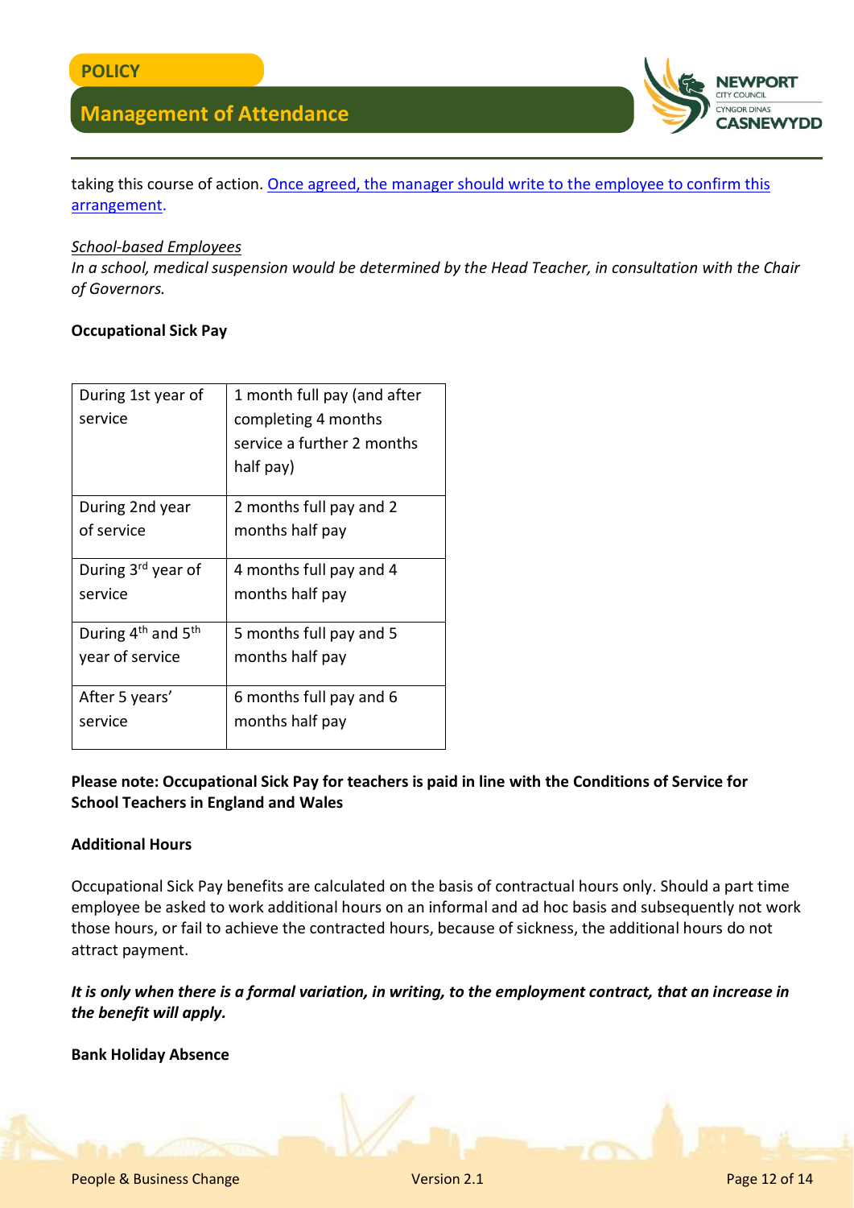taking this course of action. [Once agreed, the manager should write to the employee to confirm this arrangement].

*School-based Employees*
*In a school, medical suspension would be determined by the Head Teacher, in consultation with the Chair of Governors.*

**Occupational Sick Pay**

| | |
|---|---|
| During 1st year of service | 1 month full pay (and after completing 4 months service a further 2 months half pay) |
| During 2nd year of service | 2 months full pay and 2 months half pay |
| During 3rd year of service | 4 months full pay and 4 months half pay |
| During 4th and 5th year of service | 5 months full pay and 5 months half pay |
| After 5 years' service | 6 months full pay and 6 months half pay |

**Please note: Occupational Sick Pay for teachers is paid in line with the Conditions of Service for School Teachers in England and Wales**

**Additional Hours**

Occupational Sick Pay benefits are calculated on the basis of contractual hours only. Should a part time employee be asked to work additional hours on an informal and ad hoc basis and subsequently not work those hours, or fail to achieve the contracted hours, because of sickness, the additional hours do not attract payment.

***It is only when there is a formal variation, in writing, to the employment contract, that an increase in the benefit will apply.***

**Bank Holiday Absence**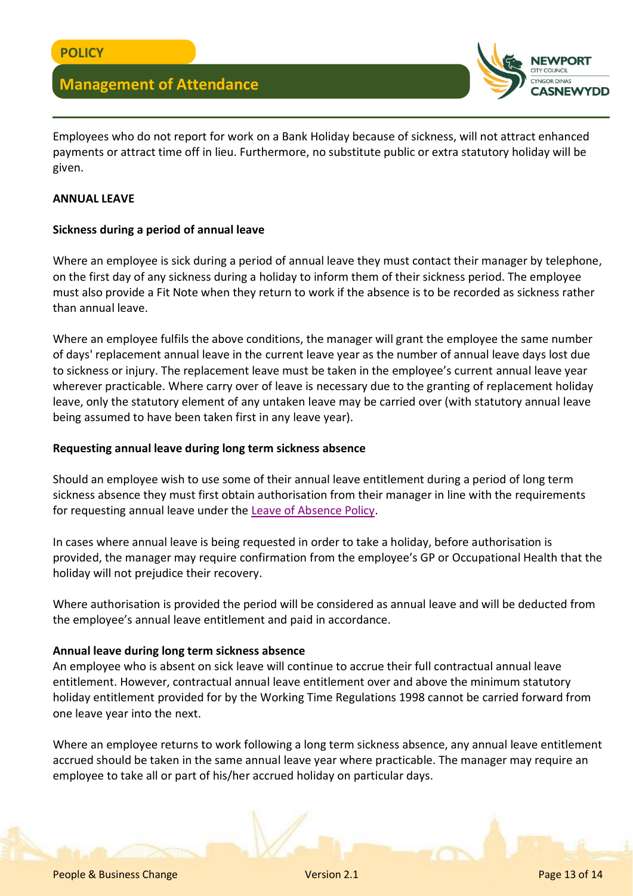Employees who do not report for work on a Bank Holiday because of sickness, will not attract enhanced payments or attract time off in lieu. Furthermore, no substitute public or extra statutory holiday will be given.

## ANNUAL LEAVE

### Sickness during a period of annual leave

Where an employee is sick during a period of annual leave they must contact their manager by telephone, on the first day of any sickness during a holiday to inform them of their sickness period. The employee must also provide a Fit Note when they return to work if the absence is to be recorded as sickness rather than annual leave.

Where an employee fulfils the above conditions, the manager will grant the employee the same number of days' replacement annual leave in the current leave year as the number of annual leave days lost due to sickness or injury. The replacement leave must be taken in the employee's current annual leave year wherever practicable. Where carry over of leave is necessary due to the granting of replacement holiday leave, only the statutory element of any untaken leave may be carried over (with statutory annual leave being assumed to have been taken first in any leave year).

### Requesting annual leave during long term sickness absence

Should an employee wish to use some of their annual leave entitlement during a period of long term sickness absence they must first obtain authorisation from their manager in line with the requirements for requesting annual leave under the Leave of Absence Policy.

In cases where annual leave is being requested in order to take a holiday, before authorisation is provided, the manager may require confirmation from the employee's GP or Occupational Health that the holiday will not prejudice their recovery.

Where authorisation is provided the period will be considered as annual leave and will be deducted from the employee's annual leave entitlement and paid in accordance.

### Annual leave during long term sickness absence

An employee who is absent on sick leave will continue to accrue their full contractual annual leave entitlement. However, contractual annual leave entitlement over and above the minimum statutory holiday entitlement provided for by the Working Time Regulations 1998 cannot be carried forward from one leave year into the next.

Where an employee returns to work following a long term sickness absence, any annual leave entitlement accrued should be taken in the same annual leave year where practicable. The manager may require an employee to take all or part of his/her accrued holiday on particular days.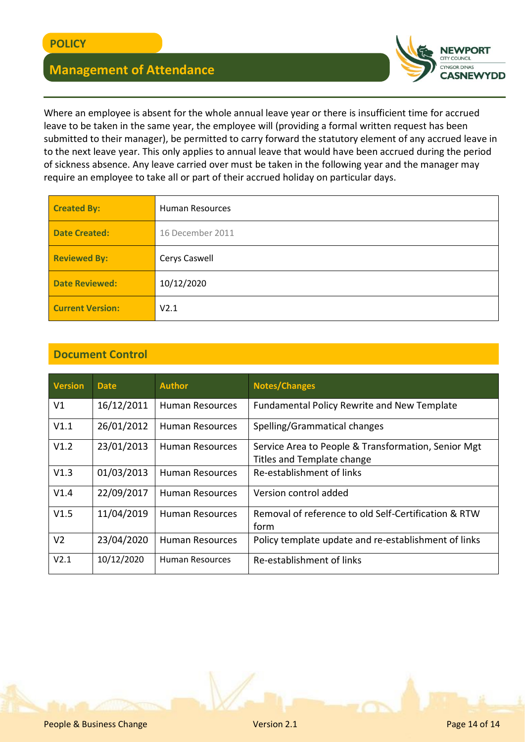Where an employee is absent for the whole annual leave year or there is insufficient time for accrued leave to be taken in the same year, the employee will (providing a formal written request has been submitted to their manager), be permitted to carry forward the statutory element of any accrued leave in to the next leave year. This only applies to annual leave that would have been accrued during the period of sickness absence. Any leave carried over must be taken in the following year and the manager may require an employee to take all or part of their accrued holiday on particular days.

| | |
|---|---|
| **Created By:** | Human Resources |
| **Date Created:** | 16 December 2011 |
| **Reviewed By:** | Cerys Caswell |
| **Date Reviewed:** | 10/12/2020 |
| **Current Version:** | V2.1 |

## Document Control

| Version | Date | Author | Notes/Changes |
|---|---|---|---|
| V1 | 16/12/2011 | Human Resources | Fundamental Policy Rewrite and New Template |
| V1.1 | 26/01/2012 | Human Resources | Spelling/Grammatical changes |
| V1.2 | 23/01/2013 | Human Resources | Service Area to People & Transformation, Senior Mgt Titles and Template change |
| V1.3 | 01/03/2013 | Human Resources | Re-establishment of links |
| V1.4 | 22/09/2017 | Human Resources | Version control added |
| V1.5 | 11/04/2019 | Human Resources | Removal of reference to old Self-Certification & RTW form |
| V2 | 23/04/2020 | Human Resources | Policy template update and re-establishment of links |
| V2.1 | 10/12/2020 | Human Resources | Re-establishment of links |